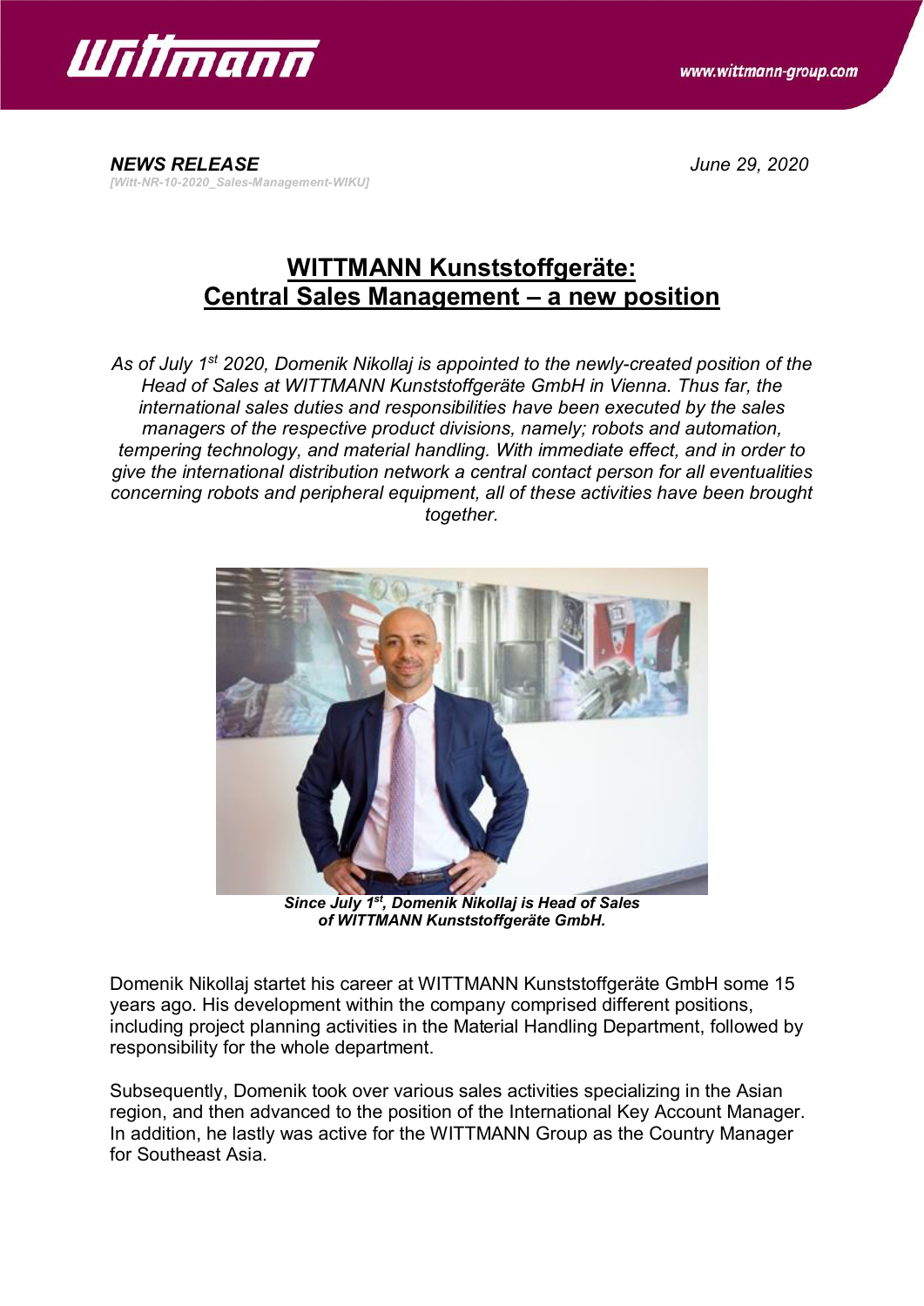***NEWS RELEASE*** *June 29, 2020*

*[Witt-NR-10-2020_Sales-Management-WIKU]*

# WITTMANN Kunststoffgeräte: Central Sales Management – a new position

*As of July 1st 2020, Domenik Nikollaj is appointed to the newly-created position of the Head of Sales at WITTMANN Kunststoffgeräte GmbH in Vienna. Thus far, the international sales duties and responsibilities have been executed by the sales managers of the respective product divisions, namely; robots and automation, tempering technology, and material handling. With immediate effect, and in order to give the international distribution network a central contact person for all eventualities concerning robots and peripheral equipment, all of these activities have been brought together.*

***Since July 1st, Domenik Nikollaj is Head of Sales of WITTMANN Kunststoffgeräte GmbH.***

Domenik Nikollaj startet his career at WITTMANN Kunststoffgeräte GmbH some 15 years ago. His development within the company comprised different positions, including project planning activities in the Material Handling Department, followed by responsibility for the whole department.

Subsequently, Domenik took over various sales activities specializing in the Asian region, and then advanced to the position of the International Key Account Manager. In addition, he lastly was active for the WITTMANN Group as the Country Manager for Southeast Asia.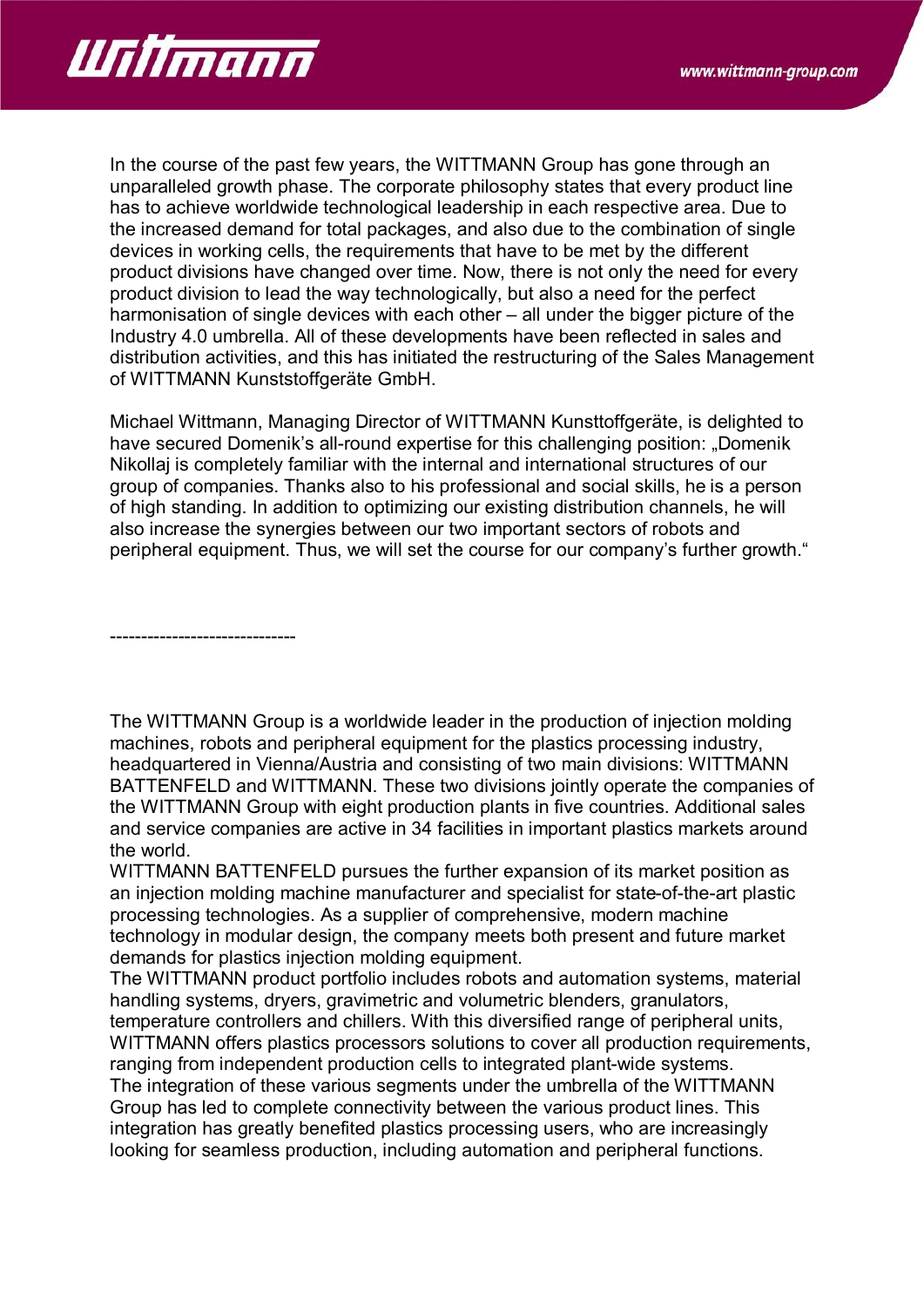In the course of the past few years, the WITTMANN Group has gone through an unparalleled growth phase. The corporate philosophy states that every product line has to achieve worldwide technological leadership in each respective area. Due to the increased demand for total packages, and also due to the combination of single devices in working cells, the requirements that have to be met by the different product divisions have changed over time. Now, there is not only the need for every product division to lead the way technologically, but also a need for the perfect harmonisation of single devices with each other – all under the bigger picture of the Industry 4.0 umbrella. All of these developments have been reflected in sales and distribution activities, and this has initiated the restructuring of the Sales Management of WITTMANN Kunststoffgeräte GmbH.

Michael Wittmann, Managing Director of WITTMANN Kunsttoffgeräte, is delighted to have secured Domenik's all-round expertise for this challenging position: „Domenik Nikollaj is completely familiar with the internal and international structures of our group of companies. Thanks also to his professional and social skills, he is a person of high standing. In addition to optimizing our existing distribution channels, he will also increase the synergies between our two important sectors of robots and peripheral equipment. Thus, we will set the course for our company's further growth."

------------------------------

The WITTMANN Group is a worldwide leader in the production of injection molding machines, robots and peripheral equipment for the plastics processing industry, headquartered in Vienna/Austria and consisting of two main divisions: WITTMANN BATTENFELD and WITTMANN. These two divisions jointly operate the companies of the WITTMANN Group with eight production plants in five countries. Additional sales and service companies are active in 34 facilities in important plastics markets around the world.
WITTMANN BATTENFELD pursues the further expansion of its market position as an injection molding machine manufacturer and specialist for state-of-the-art plastic processing technologies. As a supplier of comprehensive, modern machine technology in modular design, the company meets both present and future market demands for plastics injection molding equipment.
The WITTMANN product portfolio includes robots and automation systems, material handling systems, dryers, gravimetric and volumetric blenders, granulators, temperature controllers and chillers. With this diversified range of peripheral units, WITTMANN offers plastics processors solutions to cover all production requirements, ranging from independent production cells to integrated plant-wide systems.
The integration of these various segments under the umbrella of the WITTMANN Group has led to complete connectivity between the various product lines. This integration has greatly benefited plastics processing users, who are increasingly looking for seamless production, including automation and peripheral functions.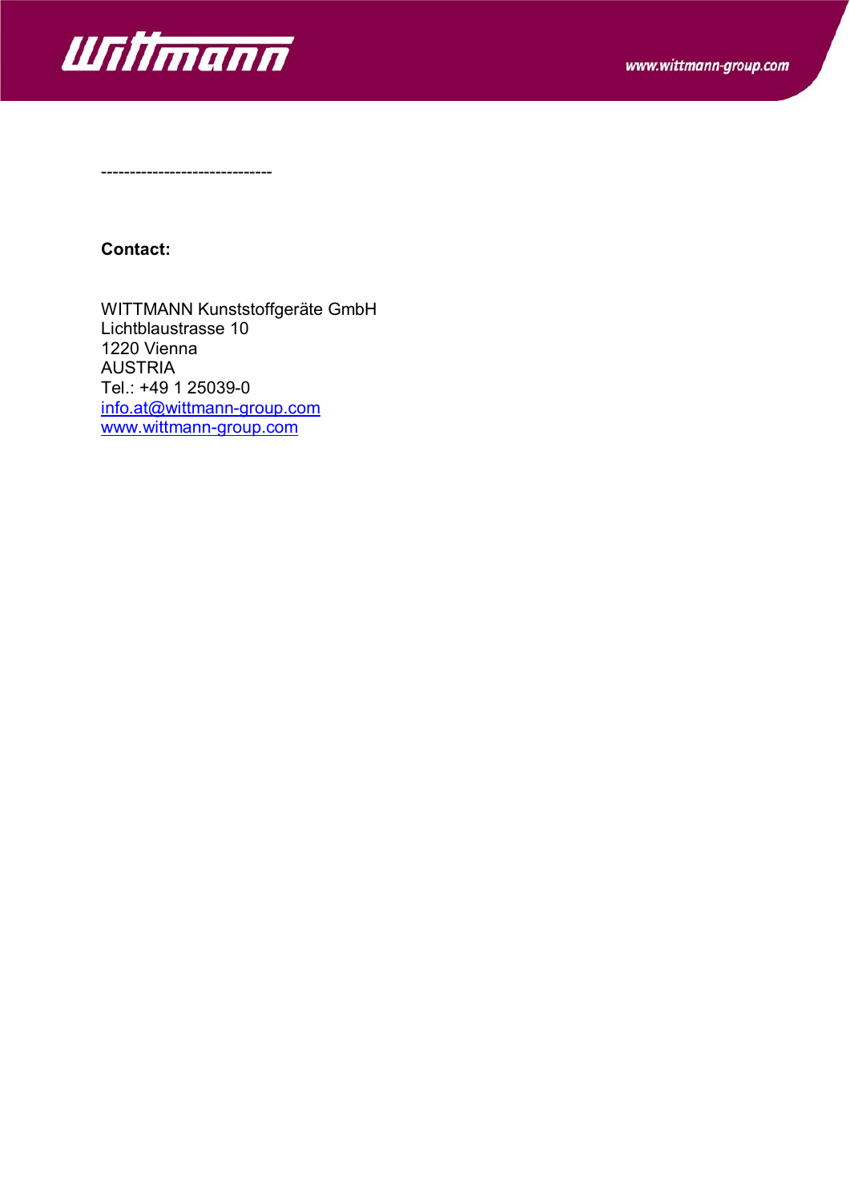------------------------------

**Contact:**

WITTMANN Kunststoffgeräte GmbH
Lichtblaustrasse 10
1220 Vienna
AUSTRIA
Tel.: +49 1 25039-0
info.at@wittmann-group.com
www.wittmann-group.com